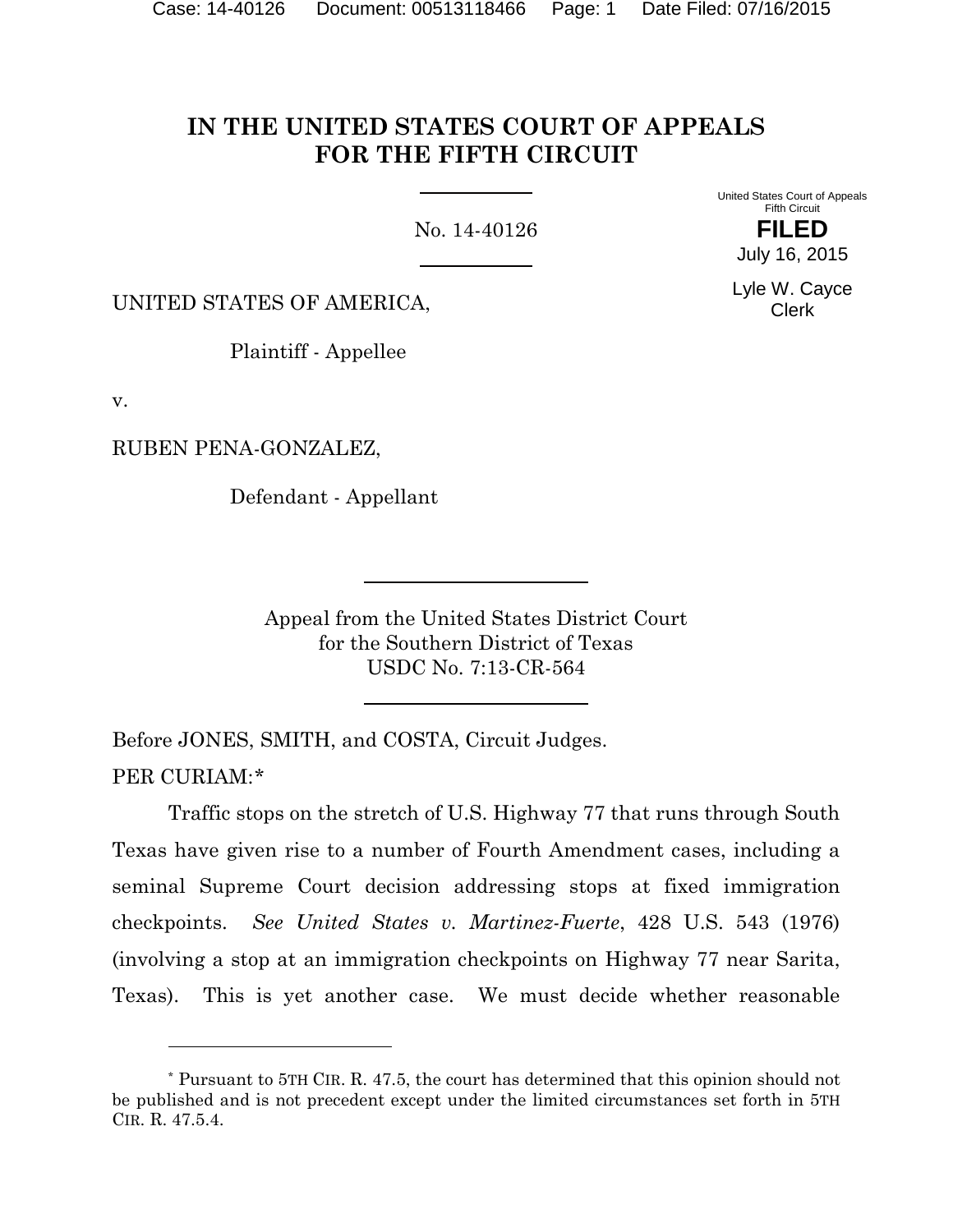# IN THE UNITED STATES COURT OF APPEALS FOR THE FIFTH CIRCUIT

No. 14-40126

United States Court of Appeals
Fifth Circuit

**FILED**

July 16, 2015

Lyle W. Cayce
Clerk

UNITED STATES OF AMERICA,

Plaintiff - Appellee

v.

RUBEN PENA-GONZALEZ,

Defendant - Appellant

Appeal from the United States District Court
for the Southern District of Texas
USDC No. 7:13-CR-564

Before JONES, SMITH, and COSTA, Circuit Judges.

PER CURIAM:*

Traffic stops on the stretch of U.S. Highway 77 that runs through South Texas have given rise to a number of Fourth Amendment cases, including a seminal Supreme Court decision addressing stops at fixed immigration checkpoints. *See United States v. Martinez-Fuerte*, 428 U.S. 543 (1976) (involving a stop at an immigration checkpoints on Highway 77 near Sarita, Texas). This is yet another case. We must decide whether reasonable

---

* Pursuant to 5TH CIR. R. 47.5, the court has determined that this opinion should not be published and is not precedent except under the limited circumstances set forth in 5TH CIR. R. 47.5.4.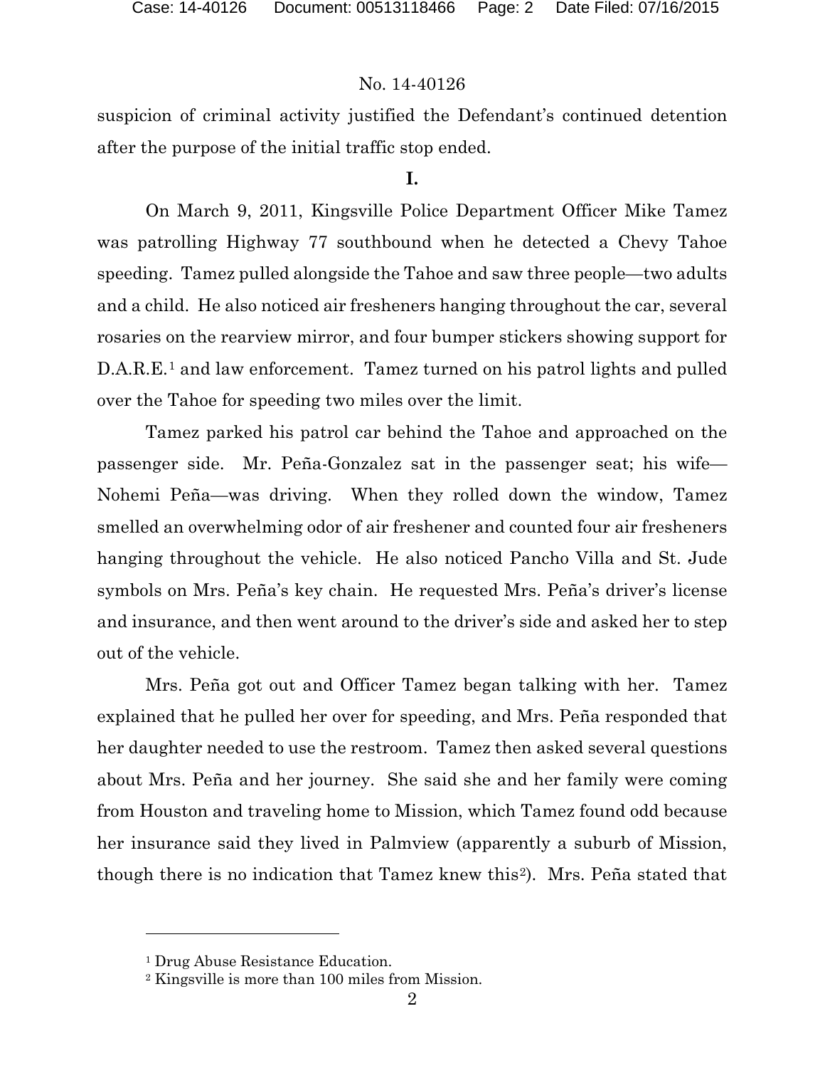suspicion of criminal activity justified the Defendant's continued detention after the purpose of the initial traffic stop ended.

**I.**

On March 9, 2011, Kingsville Police Department Officer Mike Tamez was patrolling Highway 77 southbound when he detected a Chevy Tahoe speeding. Tamez pulled alongside the Tahoe and saw three people—two adults and a child. He also noticed air fresheners hanging throughout the car, several rosaries on the rearview mirror, and four bumper stickers showing support for D.A.R.E.[1] and law enforcement. Tamez turned on his patrol lights and pulled over the Tahoe for speeding two miles over the limit.

Tamez parked his patrol car behind the Tahoe and approached on the passenger side. Mr. Peña-Gonzalez sat in the passenger seat; his wife—Nohemi Peña—was driving. When they rolled down the window, Tamez smelled an overwhelming odor of air freshener and counted four air fresheners hanging throughout the vehicle. He also noticed Pancho Villa and St. Jude symbols on Mrs. Peña's key chain. He requested Mrs. Peña's driver's license and insurance, and then went around to the driver's side and asked her to step out of the vehicle.

Mrs. Peña got out and Officer Tamez began talking with her. Tamez explained that he pulled her over for speeding, and Mrs. Peña responded that her daughter needed to use the restroom. Tamez then asked several questions about Mrs. Peña and her journey. She said she and her family were coming from Houston and traveling home to Mission, which Tamez found odd because her insurance said they lived in Palmview (apparently a suburb of Mission, though there is no indication that Tamez knew this[2]). Mrs. Peña stated that

---

[1] Drug Abuse Resistance Education.

[2] Kingsville is more than 100 miles from Mission.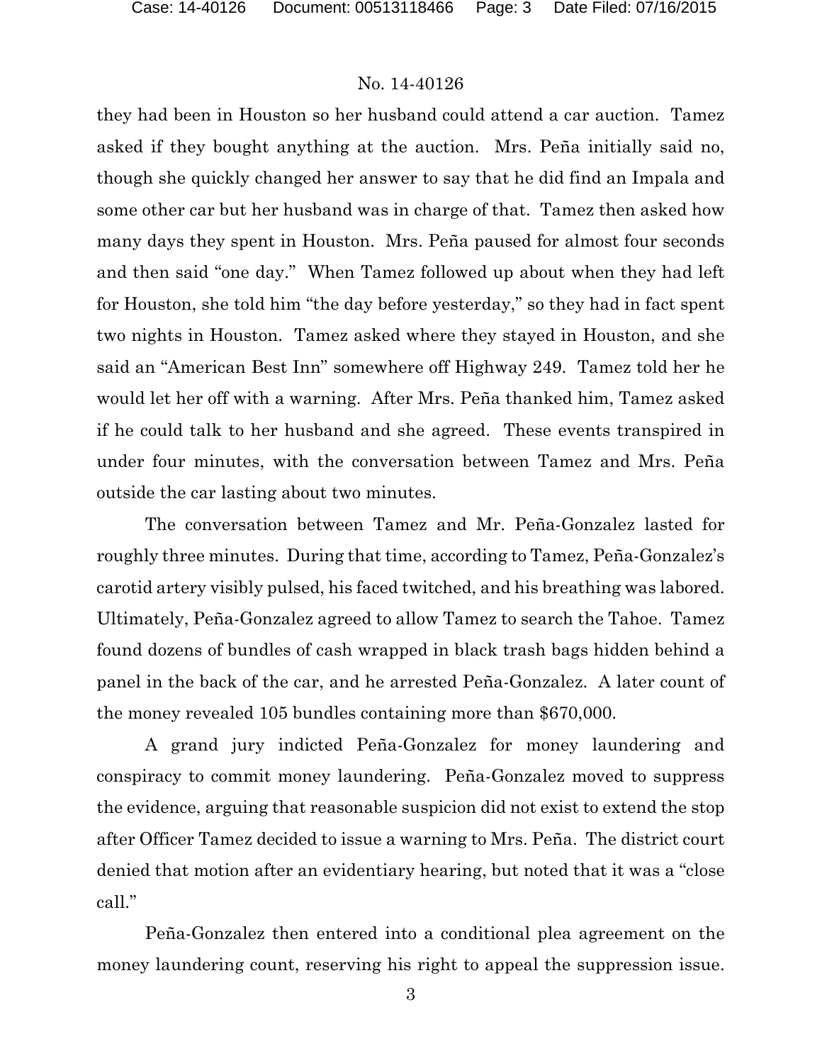they had been in Houston so her husband could attend a car auction. Tamez asked if they bought anything at the auction. Mrs. Peña initially said no, though she quickly changed her answer to say that he did find an Impala and some other car but her husband was in charge of that. Tamez then asked how many days they spent in Houston. Mrs. Peña paused for almost four seconds and then said "one day." When Tamez followed up about when they had left for Houston, she told him "the day before yesterday," so they had in fact spent two nights in Houston. Tamez asked where they stayed in Houston, and she said an "American Best Inn" somewhere off Highway 249. Tamez told her he would let her off with a warning. After Mrs. Peña thanked him, Tamez asked if he could talk to her husband and she agreed. These events transpired in under four minutes, with the conversation between Tamez and Mrs. Peña outside the car lasting about two minutes.

The conversation between Tamez and Mr. Peña-Gonzalez lasted for roughly three minutes. During that time, according to Tamez, Peña-Gonzalez's carotid artery visibly pulsed, his faced twitched, and his breathing was labored. Ultimately, Peña-Gonzalez agreed to allow Tamez to search the Tahoe. Tamez found dozens of bundles of cash wrapped in black trash bags hidden behind a panel in the back of the car, and he arrested Peña-Gonzalez. A later count of the money revealed 105 bundles containing more than $670,000.

A grand jury indicted Peña-Gonzalez for money laundering and conspiracy to commit money laundering. Peña-Gonzalez moved to suppress the evidence, arguing that reasonable suspicion did not exist to extend the stop after Officer Tamez decided to issue a warning to Mrs. Peña. The district court denied that motion after an evidentiary hearing, but noted that it was a "close call."

Peña-Gonzalez then entered into a conditional plea agreement on the money laundering count, reserving his right to appeal the suppression issue.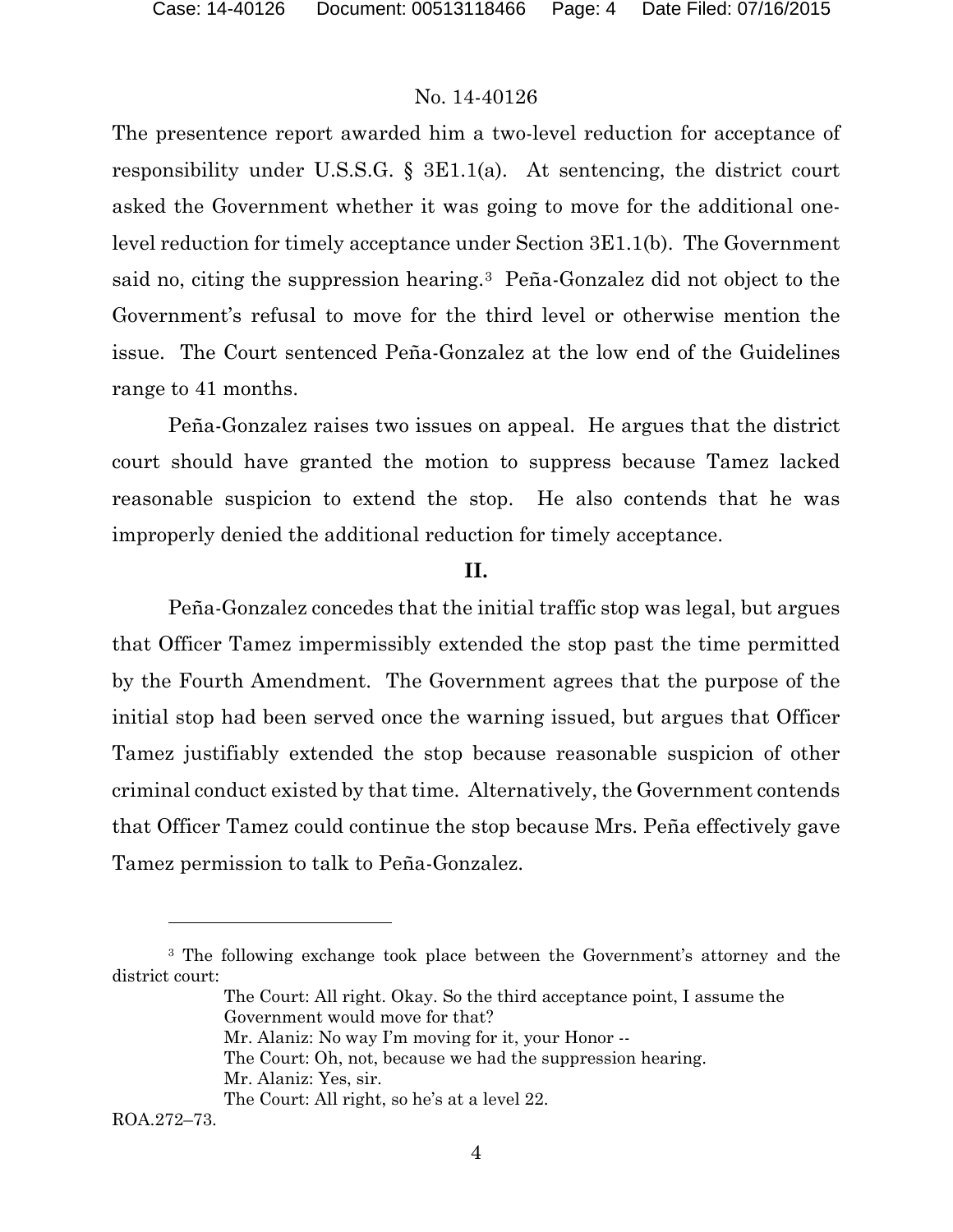The presentence report awarded him a two-level reduction for acceptance of responsibility under U.S.S.G. § 3E1.1(a). At sentencing, the district court asked the Government whether it was going to move for the additional one-level reduction for timely acceptance under Section 3E1.1(b). The Government said no, citing the suppression hearing.[3] Peña-Gonzalez did not object to the Government's refusal to move for the third level or otherwise mention the issue. The Court sentenced Peña-Gonzalez at the low end of the Guidelines range to 41 months.

Peña-Gonzalez raises two issues on appeal. He argues that the district court should have granted the motion to suppress because Tamez lacked reasonable suspicion to extend the stop. He also contends that he was improperly denied the additional reduction for timely acceptance.

## II.

Peña-Gonzalez concedes that the initial traffic stop was legal, but argues that Officer Tamez impermissibly extended the stop past the time permitted by the Fourth Amendment. The Government agrees that the purpose of the initial stop had been served once the warning issued, but argues that Officer Tamez justifiably extended the stop because reasonable suspicion of other criminal conduct existed by that time. Alternatively, the Government contends that Officer Tamez could continue the stop because Mrs. Peña effectively gave Tamez permission to talk to Peña-Gonzalez.

---

[3] The following exchange took place between the Government's attorney and the district court:

> The Court: All right. Okay. So the third acceptance point, I assume the Government would move for that?
>
> Mr. Alaniz: No way I'm moving for it, your Honor --
>
> The Court: Oh, not, because we had the suppression hearing.
>
> Mr. Alaniz: Yes, sir.
>
> The Court: All right, so he's at a level 22.

ROA.272–73.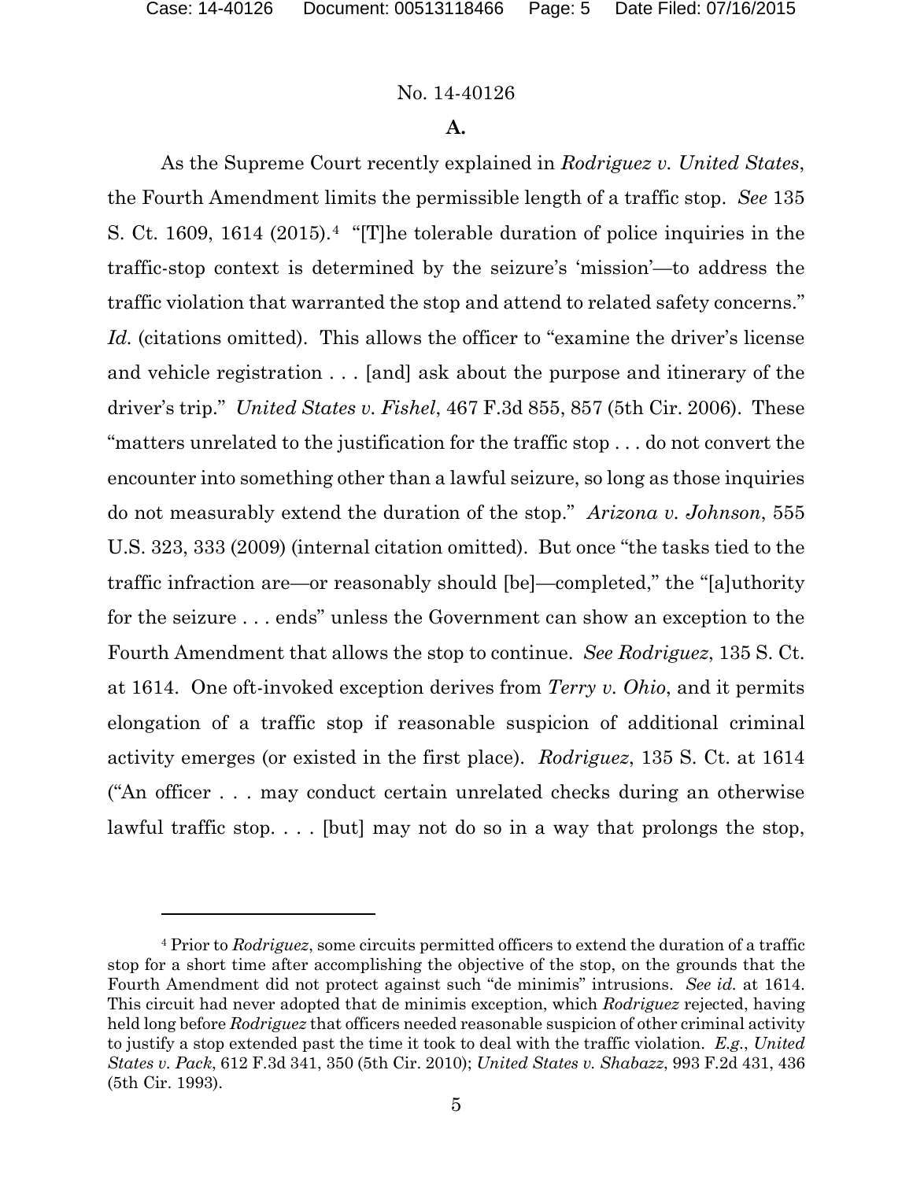No. 14-40126

**A.**

As the Supreme Court recently explained in *Rodriguez v. United States*, the Fourth Amendment limits the permissible length of a traffic stop. *See* 135 S. Ct. 1609, 1614 (2015).[4] "[T]he tolerable duration of police inquiries in the traffic-stop context is determined by the seizure's 'mission'—to address the traffic violation that warranted the stop and attend to related safety concerns." *Id.* (citations omitted). This allows the officer to "examine the driver's license and vehicle registration . . . [and] ask about the purpose and itinerary of the driver's trip." *United States v. Fishel*, 467 F.3d 855, 857 (5th Cir. 2006). These "matters unrelated to the justification for the traffic stop . . . do not convert the encounter into something other than a lawful seizure, so long as those inquiries do not measurably extend the duration of the stop." *Arizona v. Johnson*, 555 U.S. 323, 333 (2009) (internal citation omitted). But once "the tasks tied to the traffic infraction are—or reasonably should [be]—completed," the "[a]uthority for the seizure . . . ends" unless the Government can show an exception to the Fourth Amendment that allows the stop to continue. *See Rodriguez*, 135 S. Ct. at 1614. One oft-invoked exception derives from *Terry v. Ohio*, and it permits elongation of a traffic stop if reasonable suspicion of additional criminal activity emerges (or existed in the first place). *Rodriguez*, 135 S. Ct. at 1614 ("An officer . . . may conduct certain unrelated checks during an otherwise lawful traffic stop. . . . [but] may not do so in a way that prolongs the stop,

---

[4] Prior to *Rodriguez*, some circuits permitted officers to extend the duration of a traffic stop for a short time after accomplishing the objective of the stop, on the grounds that the Fourth Amendment did not protect against such "de minimis" intrusions. *See id.* at 1614. This circuit had never adopted that de minimis exception, which *Rodriguez* rejected, having held long before *Rodriguez* that officers needed reasonable suspicion of other criminal activity to justify a stop extended past the time it took to deal with the traffic violation. *E.g.*, *United States v. Pack*, 612 F.3d 341, 350 (5th Cir. 2010); *United States v. Shabazz*, 993 F.2d 431, 436 (5th Cir. 1993).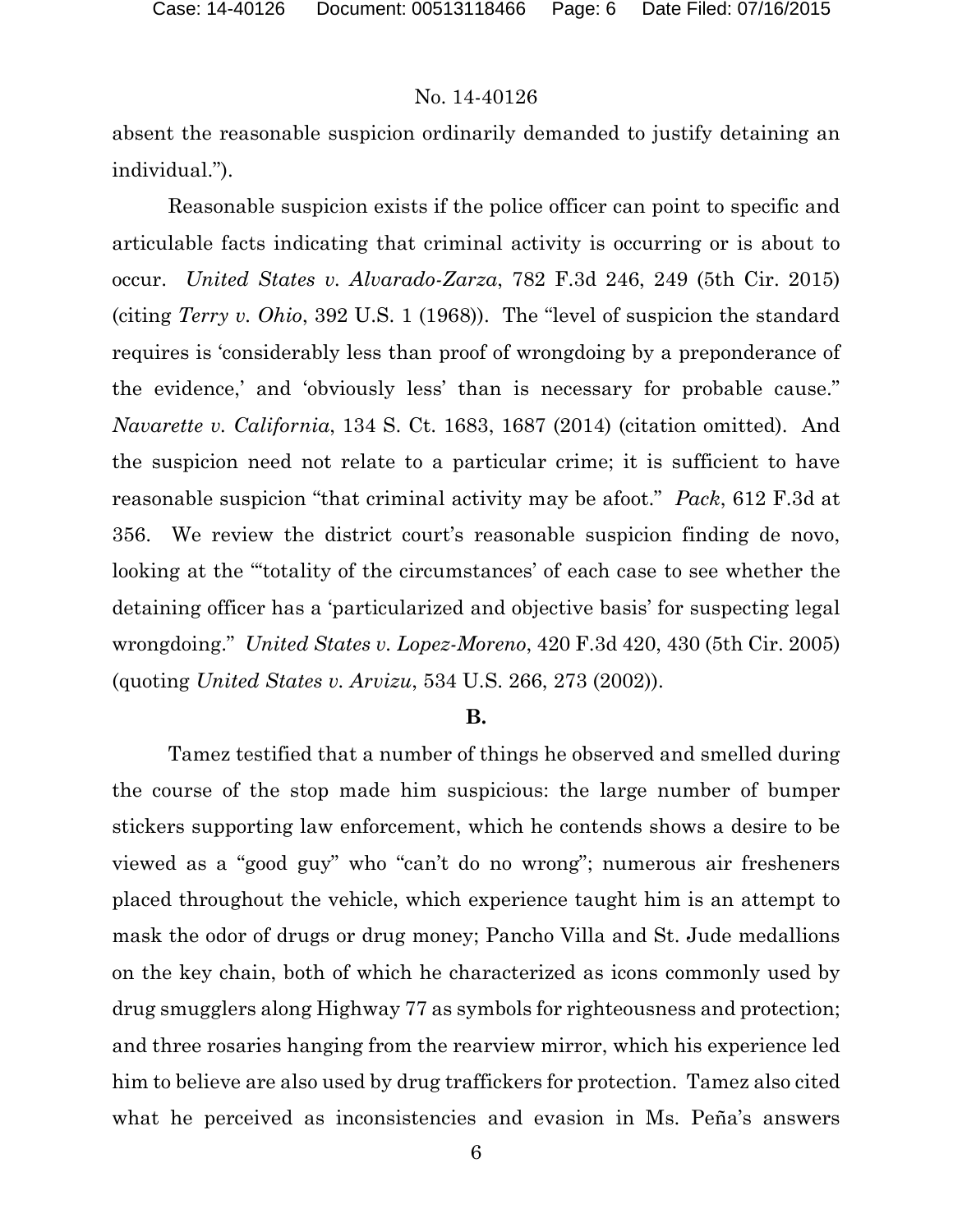absent the reasonable suspicion ordinarily demanded to justify detaining an individual.").

Reasonable suspicion exists if the police officer can point to specific and articulable facts indicating that criminal activity is occurring or is about to occur. *United States v. Alvarado-Zarza*, 782 F.3d 246, 249 (5th Cir. 2015) (citing *Terry v. Ohio*, 392 U.S. 1 (1968)). The "level of suspicion the standard requires is 'considerably less than proof of wrongdoing by a preponderance of the evidence,' and 'obviously less' than is necessary for probable cause." *Navarette v. California*, 134 S. Ct. 1683, 1687 (2014) (citation omitted). And the suspicion need not relate to a particular crime; it is sufficient to have reasonable suspicion "that criminal activity may be afoot." *Pack*, 612 F.3d at 356. We review the district court's reasonable suspicion finding de novo, looking at the "'totality of the circumstances' of each case to see whether the detaining officer has a 'particularized and objective basis' for suspecting legal wrongdoing." *United States v. Lopez-Moreno*, 420 F.3d 420, 430 (5th Cir. 2005) (quoting *United States v. Arvizu*, 534 U.S. 266, 273 (2002)).

**B.**

Tamez testified that a number of things he observed and smelled during the course of the stop made him suspicious: the large number of bumper stickers supporting law enforcement, which he contends shows a desire to be viewed as a "good guy" who "can't do no wrong"; numerous air fresheners placed throughout the vehicle, which experience taught him is an attempt to mask the odor of drugs or drug money; Pancho Villa and St. Jude medallions on the key chain, both of which he characterized as icons commonly used by drug smugglers along Highway 77 as symbols for righteousness and protection; and three rosaries hanging from the rearview mirror, which his experience led him to believe are also used by drug traffickers for protection. Tamez also cited what he perceived as inconsistencies and evasion in Ms. Peña's answers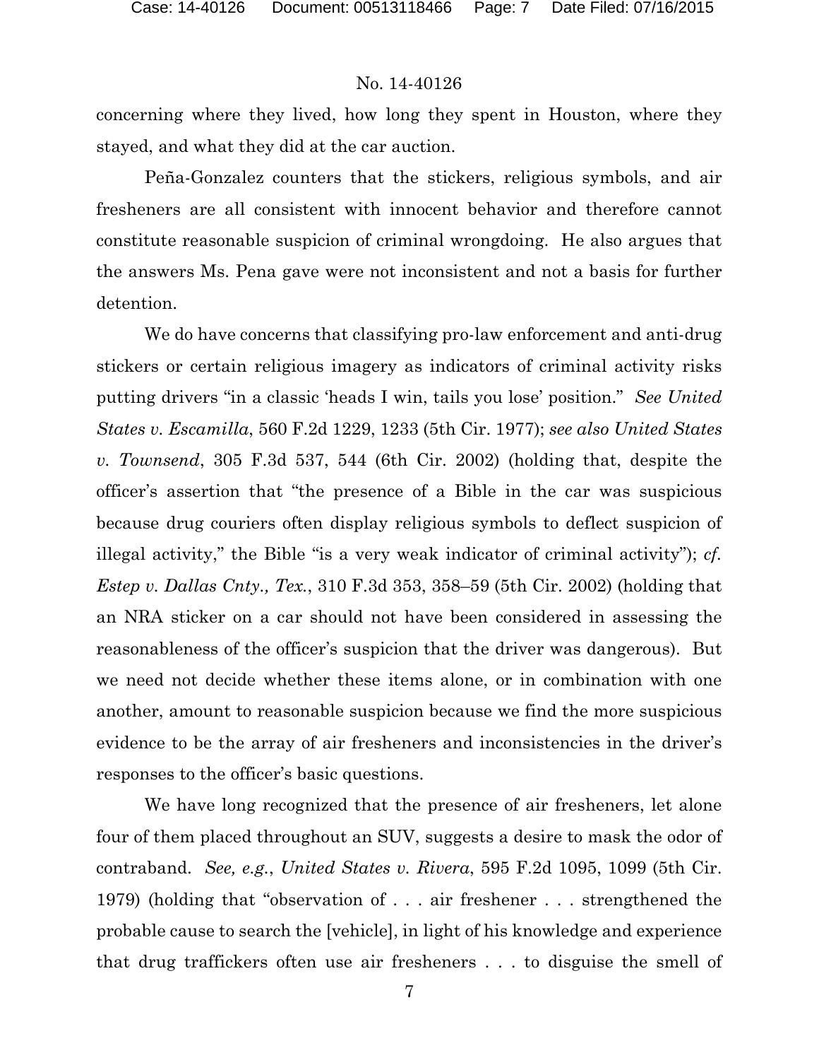concerning where they lived, how long they spent in Houston, where they stayed, and what they did at the car auction.

Peña-Gonzalez counters that the stickers, religious symbols, and air fresheners are all consistent with innocent behavior and therefore cannot constitute reasonable suspicion of criminal wrongdoing. He also argues that the answers Ms. Pena gave were not inconsistent and not a basis for further detention.

We do have concerns that classifying pro-law enforcement and anti-drug stickers or certain religious imagery as indicators of criminal activity risks putting drivers "in a classic 'heads I win, tails you lose' position." *See United States v. Escamilla*, 560 F.2d 1229, 1233 (5th Cir. 1977); *see also United States v. Townsend*, 305 F.3d 537, 544 (6th Cir. 2002) (holding that, despite the officer's assertion that "the presence of a Bible in the car was suspicious because drug couriers often display religious symbols to deflect suspicion of illegal activity," the Bible "is a very weak indicator of criminal activity"); *cf. Estep v. Dallas Cnty., Tex.*, 310 F.3d 353, 358–59 (5th Cir. 2002) (holding that an NRA sticker on a car should not have been considered in assessing the reasonableness of the officer's suspicion that the driver was dangerous). But we need not decide whether these items alone, or in combination with one another, amount to reasonable suspicion because we find the more suspicious evidence to be the array of air fresheners and inconsistencies in the driver's responses to the officer's basic questions.

We have long recognized that the presence of air fresheners, let alone four of them placed throughout an SUV, suggests a desire to mask the odor of contraband. *See, e.g.*, *United States v. Rivera*, 595 F.2d 1095, 1099 (5th Cir. 1979) (holding that "observation of . . . air freshener . . . strengthened the probable cause to search the [vehicle], in light of his knowledge and experience that drug traffickers often use air fresheners . . . to disguise the smell of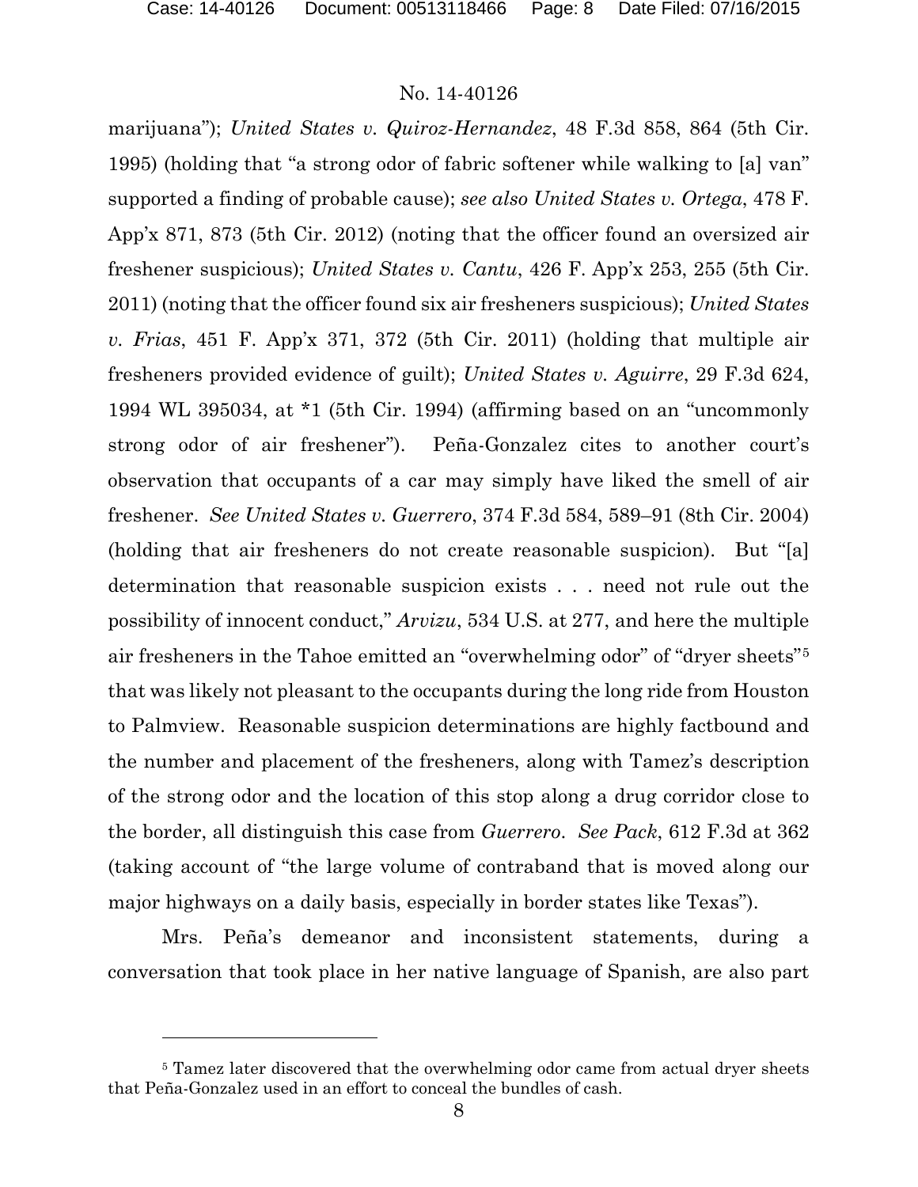marijuana"); *United States v. Quiroz-Hernandez*, 48 F.3d 858, 864 (5th Cir. 1995) (holding that "a strong odor of fabric softener while walking to [a] van" supported a finding of probable cause); *see also United States v. Ortega*, 478 F. App'x 871, 873 (5th Cir. 2012) (noting that the officer found an oversized air freshener suspicious); *United States v. Cantu*, 426 F. App'x 253, 255 (5th Cir. 2011) (noting that the officer found six air fresheners suspicious); *United States v. Frias*, 451 F. App'x 371, 372 (5th Cir. 2011) (holding that multiple air fresheners provided evidence of guilt); *United States v. Aguirre*, 29 F.3d 624, 1994 WL 395034, at *1 (5th Cir. 1994) (affirming based on an "uncommonly strong odor of air freshener"). Peña-Gonzalez cites to another court's observation that occupants of a car may simply have liked the smell of air freshener. *See United States v. Guerrero*, 374 F.3d 584, 589–91 (8th Cir. 2004) (holding that air fresheners do not create reasonable suspicion). But "[a] determination that reasonable suspicion exists . . . need not rule out the possibility of innocent conduct," *Arvizu*, 534 U.S. at 277, and here the multiple air fresheners in the Tahoe emitted an "overwhelming odor" of "dryer sheets"[5] that was likely not pleasant to the occupants during the long ride from Houston to Palmview. Reasonable suspicion determinations are highly factbound and the number and placement of the fresheners, along with Tamez's description of the strong odor and the location of this stop along a drug corridor close to the border, all distinguish this case from *Guerrero*. *See Pack*, 612 F.3d at 362 (taking account of "the large volume of contraband that is moved along our major highways on a daily basis, especially in border states like Texas").

Mrs. Peña's demeanor and inconsistent statements, during a conversation that took place in her native language of Spanish, are also part

---

[5] Tamez later discovered that the overwhelming odor came from actual dryer sheets that Peña-Gonzalez used in an effort to conceal the bundles of cash.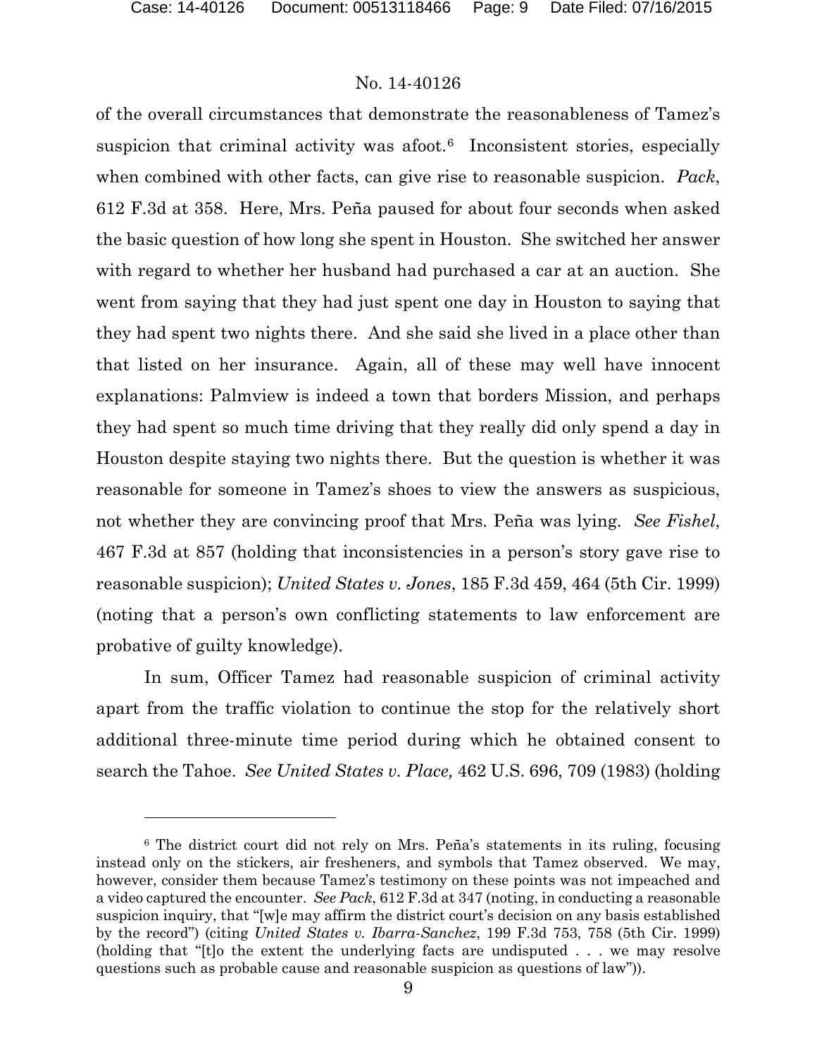of the overall circumstances that demonstrate the reasonableness of Tamez's suspicion that criminal activity was afoot.[6] Inconsistent stories, especially when combined with other facts, can give rise to reasonable suspicion. *Pack*, 612 F.3d at 358. Here, Mrs. Peña paused for about four seconds when asked the basic question of how long she spent in Houston. She switched her answer with regard to whether her husband had purchased a car at an auction. She went from saying that they had just spent one day in Houston to saying that they had spent two nights there. And she said she lived in a place other than that listed on her insurance. Again, all of these may well have innocent explanations: Palmview is indeed a town that borders Mission, and perhaps they had spent so much time driving that they really did only spend a day in Houston despite staying two nights there. But the question is whether it was reasonable for someone in Tamez's shoes to view the answers as suspicious, not whether they are convincing proof that Mrs. Peña was lying. *See Fishel*, 467 F.3d at 857 (holding that inconsistencies in a person's story gave rise to reasonable suspicion); *United States v. Jones*, 185 F.3d 459, 464 (5th Cir. 1999) (noting that a person's own conflicting statements to law enforcement are probative of guilty knowledge).

In sum, Officer Tamez had reasonable suspicion of criminal activity apart from the traffic violation to continue the stop for the relatively short additional three-minute time period during which he obtained consent to search the Tahoe. *See United States v. Place,* 462 U.S. 696, 709 (1983) (holding

---

[6] The district court did not rely on Mrs. Peña's statements in its ruling, focusing instead only on the stickers, air fresheners, and symbols that Tamez observed. We may, however, consider them because Tamez's testimony on these points was not impeached and a video captured the encounter. *See Pack*, 612 F.3d at 347 (noting, in conducting a reasonable suspicion inquiry, that "[w]e may affirm the district court's decision on any basis established by the record") (citing *United States v. Ibarra-Sanchez*, 199 F.3d 753, 758 (5th Cir. 1999) (holding that "[t]o the extent the underlying facts are undisputed . . . we may resolve questions such as probable cause and reasonable suspicion as questions of law")).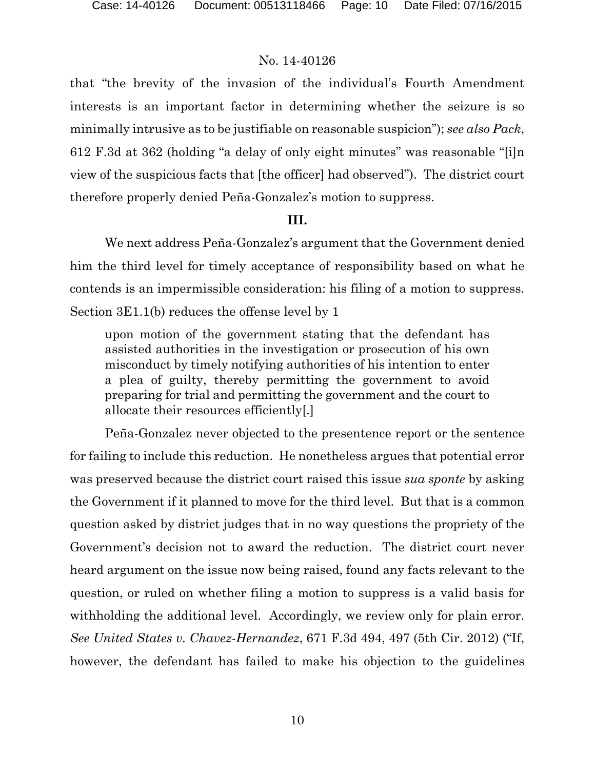that "the brevity of the invasion of the individual's Fourth Amendment interests is an important factor in determining whether the seizure is so minimally intrusive as to be justifiable on reasonable suspicion"); *see also Pack*, 612 F.3d at 362 (holding "a delay of only eight minutes" was reasonable "[i]n view of the suspicious facts that [the officer] had observed"). The district court therefore properly denied Peña-Gonzalez's motion to suppress.

**III.**

We next address Peña-Gonzalez's argument that the Government denied him the third level for timely acceptance of responsibility based on what he contends is an impermissible consideration: his filing of a motion to suppress. Section 3E1.1(b) reduces the offense level by 1

> upon motion of the government stating that the defendant has assisted authorities in the investigation or prosecution of his own misconduct by timely notifying authorities of his intention to enter a plea of guilty, thereby permitting the government to avoid preparing for trial and permitting the government and the court to allocate their resources efficiently[.]

Peña-Gonzalez never objected to the presentence report or the sentence for failing to include this reduction. He nonetheless argues that potential error was preserved because the district court raised this issue *sua sponte* by asking the Government if it planned to move for the third level. But that is a common question asked by district judges that in no way questions the propriety of the Government's decision not to award the reduction. The district court never heard argument on the issue now being raised, found any facts relevant to the question, or ruled on whether filing a motion to suppress is a valid basis for withholding the additional level. Accordingly, we review only for plain error. *See United States v. Chavez-Hernandez*, 671 F.3d 494, 497 (5th Cir. 2012) ("If, however, the defendant has failed to make his objection to the guidelines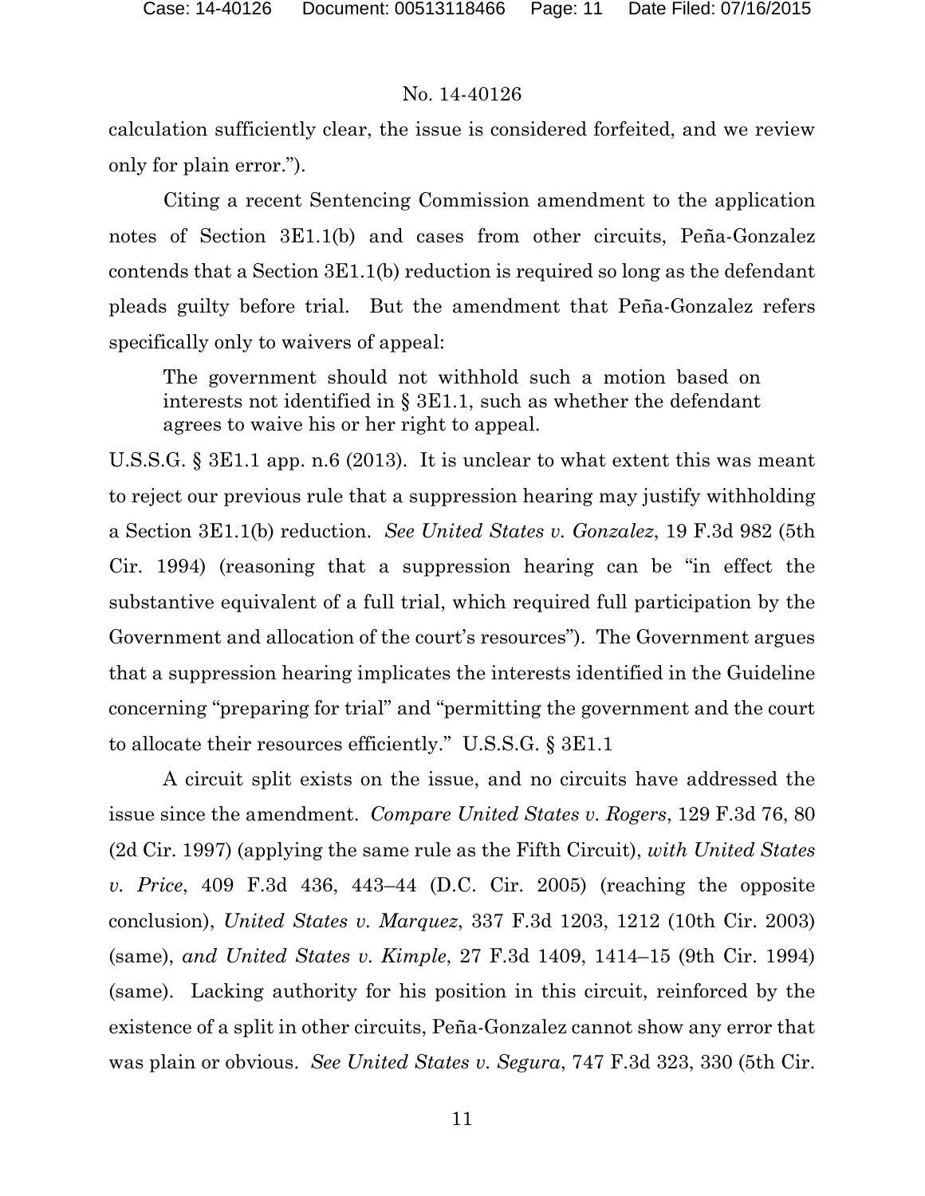calculation sufficiently clear, the issue is considered forfeited, and we review only for plain error.").

Citing a recent Sentencing Commission amendment to the application notes of Section 3E1.1(b) and cases from other circuits, Peña-Gonzalez contends that a Section 3E1.1(b) reduction is required so long as the defendant pleads guilty before trial. But the amendment that Peña-Gonzalez refers specifically only to waivers of appeal:

> The government should not withhold such a motion based on interests not identified in § 3E1.1, such as whether the defendant agrees to waive his or her right to appeal.

U.S.S.G. § 3E1.1 app. n.6 (2013). It is unclear to what extent this was meant to reject our previous rule that a suppression hearing may justify withholding a Section 3E1.1(b) reduction. *See United States v. Gonzalez*, 19 F.3d 982 (5th Cir. 1994) (reasoning that a suppression hearing can be "in effect the substantive equivalent of a full trial, which required full participation by the Government and allocation of the court's resources"). The Government argues that a suppression hearing implicates the interests identified in the Guideline concerning "preparing for trial" and "permitting the government and the court to allocate their resources efficiently." U.S.S.G. § 3E1.1

A circuit split exists on the issue, and no circuits have addressed the issue since the amendment. *Compare United States v. Rogers*, 129 F.3d 76, 80 (2d Cir. 1997) (applying the same rule as the Fifth Circuit), *with United States v. Price*, 409 F.3d 436, 443–44 (D.C. Cir. 2005) (reaching the opposite conclusion), *United States v. Marquez*, 337 F.3d 1203, 1212 (10th Cir. 2003) (same), *and United States v. Kimple*, 27 F.3d 1409, 1414–15 (9th Cir. 1994) (same). Lacking authority for his position in this circuit, reinforced by the existence of a split in other circuits, Peña-Gonzalez cannot show any error that was plain or obvious. *See United States v. Segura*, 747 F.3d 323, 330 (5th Cir.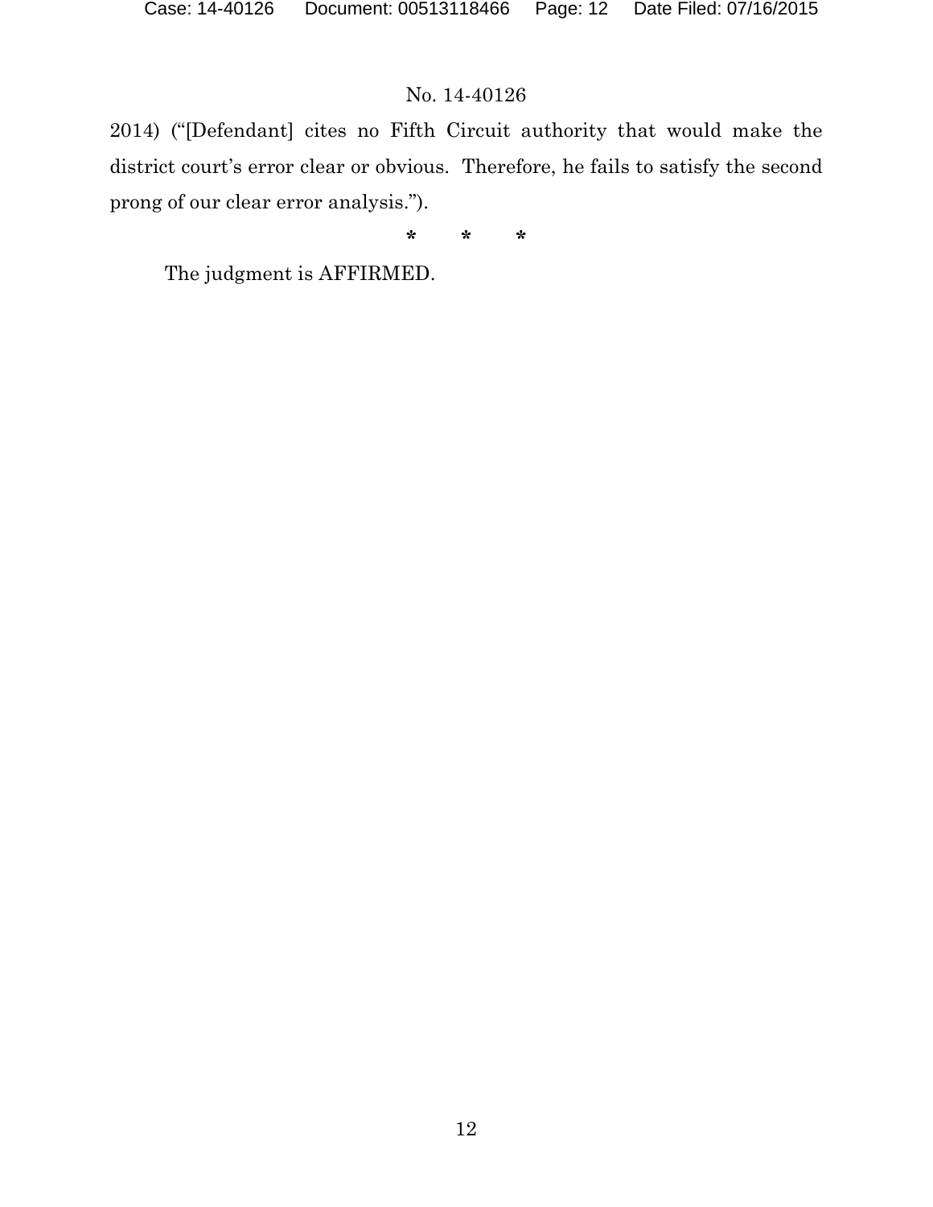2014) ("[Defendant] cites no Fifth Circuit authority that would make the district court's error clear or obvious. Therefore, he fails to satisfy the second prong of our clear error analysis.").

\* \* \*

The judgment is AFFIRMED.